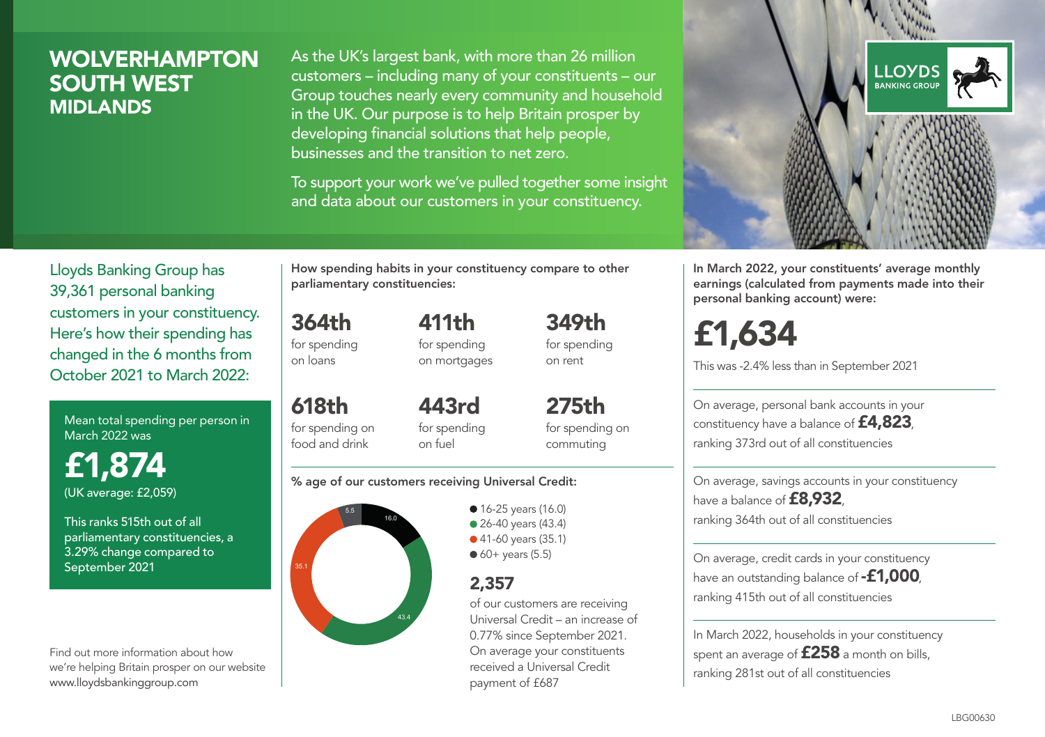# WOLVERHAMPTON SOUTH WEST
## MIDLANDS

As the UK's largest bank, with more than 26 million customers – including many of your constituents – our Group touches nearly every community and household in the UK. Our purpose is to help Britain prosper by developing financial solutions that help people, businesses and the transition to net zero.

To support your work we've pulled together some insight and data about our customers in your constituency.

LLOYDS BANKING GROUP

Lloyds Banking Group has 39,361 personal banking customers in your constituency. Here's how their spending has changed in the 6 months from October 2021 to March 2022:

Mean total spending per person in March 2022 was

**£1,874**
(UK average: £2,059)

This ranks 515th out of all parliamentary constituencies, a 3.29% change compared to September 2021

Find out more information about how we're helping Britain prosper on our website www.lloydsbankinggroup.com

**How spending habits in your constituency compare to other parliamentary constituencies:**

**364th** for spending on loans

**411th** for spending on mortgages

**349th** for spending on rent

**618th** for spending on food and drink

**443rd** for spending on fuel

**275th** for spending on commuting

**% age of our customers receiving Universal Credit:**

5.5
16.0
35.1
43.4

- 16-25 years (16.0)
- 26-40 years (43.4)
- 41-60 years (35.1)
- 60+ years (5.5)

**2,357**
of our customers are receiving Universal Credit – an increase of 0.77% since September 2021. On average your constituents received a Universal Credit payment of £687

**In March 2022, your constituents' average monthly earnings (calculated from payments made into their personal banking account) were:**

**£1,634**

This was -2.4% less than in September 2021

On average, personal bank accounts in your constituency have a balance of **£4,823**, ranking 373rd out of all constituencies

On average, savings accounts in your constituency have a balance of **£8,932**, ranking 364th out of all constituencies

On average, credit cards in your constituency have an outstanding balance of **-£1,000**, ranking 415th out of all constituencies

In March 2022, households in your constituency spent an average of **£258** a month on bills, ranking 281st out of all constituencies

LBG00630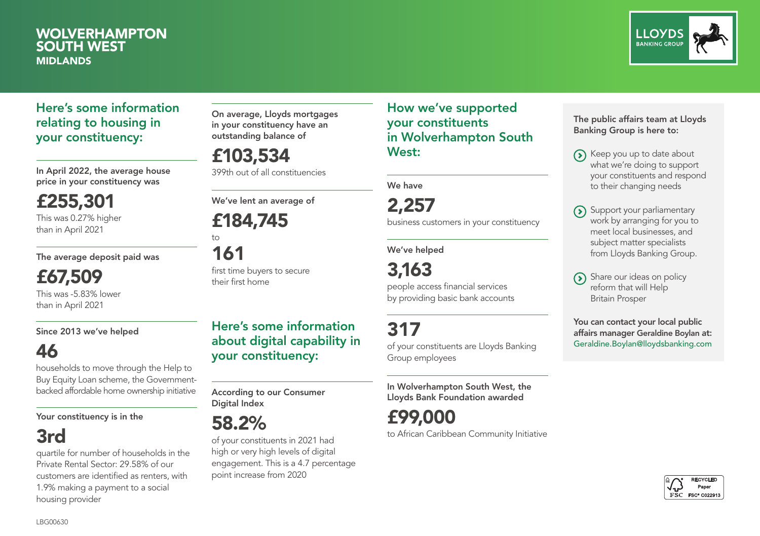# WOLVERHAMPTON SOUTH WEST

**MIDLANDS**

LLOYDS BANKING GROUP

## Here's some information relating to housing in your constituency:

**In April 2022, the average house price in your constituency was**

**£255,301**

This was 0.27% higher than in April 2021

**The average deposit paid was**

**£67,509**

This was -5.83% lower than in April 2021

**Since 2013 we've helped**

**46**

households to move through the Help to Buy Equity Loan scheme, the Government-backed affordable home ownership initiative

**Your constituency is in the**

**3rd**

quartile for number of households in the Private Rental Sector: 29.58% of our customers are identified as renters, with 1.9% making a payment to a social housing provider

**On average, Lloyds mortgages in your constituency have an outstanding balance of**

**£103,534**

399th out of all constituencies

**We've lent an average of**

**£184,745**

to

**161**

first time buyers to secure their first home

## Here's some information about digital capability in your constituency:

**According to our Consumer Digital Index**

**58.2%**

of your constituents in 2021 had high or very high levels of digital engagement. This is a 4.7 percentage point increase from 2020

## How we've supported your constituents in Wolverhampton South West:

**We have**

**2,257**

business customers in your constituency

**We've helped**

**3,163**

people access financial services by providing basic bank accounts

**317**

of your constituents are Lloyds Banking Group employees

**In Wolverhampton South West, the Lloyds Bank Foundation awarded**

**£99,000**

to African Caribbean Community Initiative

**The public affairs team at Lloyds Banking Group is here to:**

- Keep you up to date about what we're doing to support your constituents and respond to their changing needs
- Support your parliamentary work by arranging for you to meet local businesses, and subject matter specialists from Lloyds Banking Group.
- Share our ideas on policy reform that will Help Britain Prosper

**You can contact your local public affairs manager Geraldine Boylan at:**
Geraldine.Boylan@lloydsbanking.com

RECYCLED Paper FSC® C022913

LBG00630